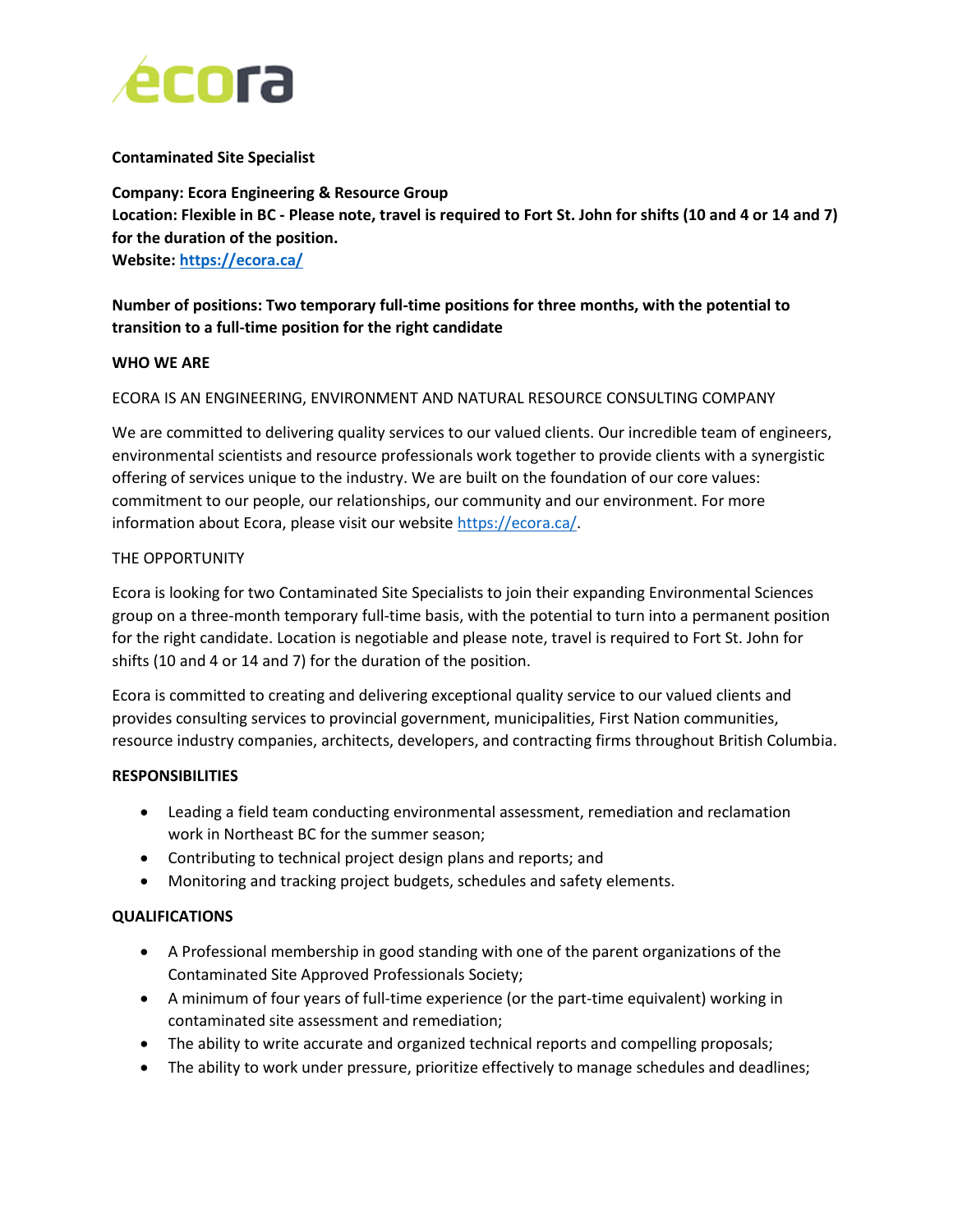**Contaminated Site Specialist**

**Company: Ecora Engineering & Resource Group**
**Location: Flexible in BC - Please note, travel is required to Fort St. John for shifts (10 and 4 or 14 and 7) for the duration of the position.**
**Website: [https://ecora.ca/](https://ecora.ca/)**

**Number of positions: Two temporary full-time positions for three months, with the potential to transition to a full-time position for the right candidate**

**WHO WE ARE**

ECORA IS AN ENGINEERING, ENVIRONMENT AND NATURAL RESOURCE CONSULTING COMPANY

We are committed to delivering quality services to our valued clients. Our incredible team of engineers, environmental scientists and resource professionals work together to provide clients with a synergistic offering of services unique to the industry. We are built on the foundation of our core values: commitment to our people, our relationships, our community and our environment. For more information about Ecora, please visit our website [https://ecora.ca/](https://ecora.ca/).

THE OPPORTUNITY

Ecora is looking for two Contaminated Site Specialists to join their expanding Environmental Sciences group on a three-month temporary full-time basis, with the potential to turn into a permanent position for the right candidate. Location is negotiable and please note, travel is required to Fort St. John for shifts (10 and 4 or 14 and 7) for the duration of the position.

Ecora is committed to creating and delivering exceptional quality service to our valued clients and provides consulting services to provincial government, municipalities, First Nation communities, resource industry companies, architects, developers, and contracting firms throughout British Columbia.

**RESPONSIBILITIES**

- Leading a field team conducting environmental assessment, remediation and reclamation work in Northeast BC for the summer season;
- Contributing to technical project design plans and reports; and
- Monitoring and tracking project budgets, schedules and safety elements.

**QUALIFICATIONS**

- A Professional membership in good standing with one of the parent organizations of the Contaminated Site Approved Professionals Society;
- A minimum of four years of full-time experience (or the part-time equivalent) working in contaminated site assessment and remediation;
- The ability to write accurate and organized technical reports and compelling proposals;
- The ability to work under pressure, prioritize effectively to manage schedules and deadlines;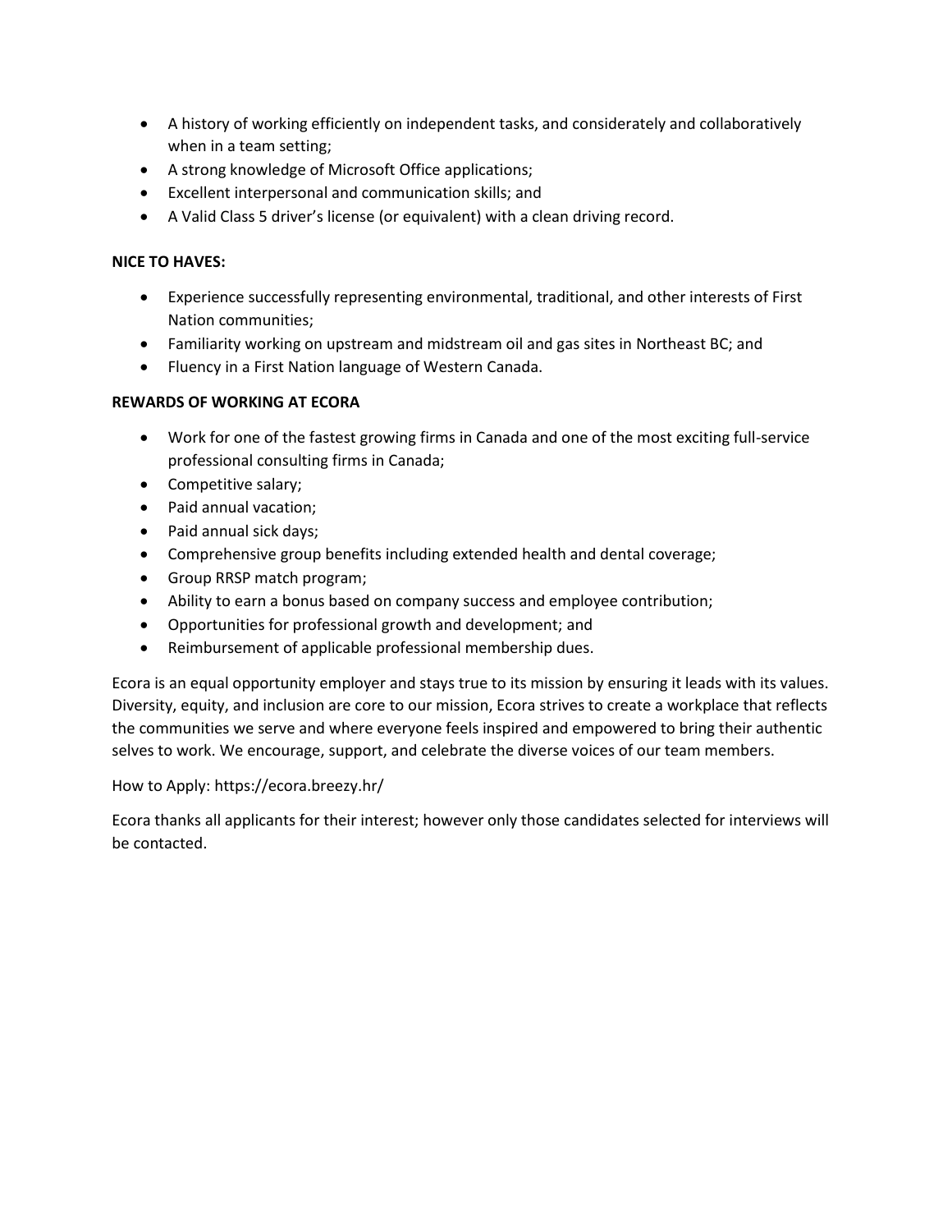- A history of working efficiently on independent tasks, and considerately and collaboratively when in a team setting;
- A strong knowledge of Microsoft Office applications;
- Excellent interpersonal and communication skills; and
- A Valid Class 5 driver's license (or equivalent) with a clean driving record.

**NICE TO HAVES:**

- Experience successfully representing environmental, traditional, and other interests of First Nation communities;
- Familiarity working on upstream and midstream oil and gas sites in Northeast BC; and
- Fluency in a First Nation language of Western Canada.

**REWARDS OF WORKING AT ECORA**

- Work for one of the fastest growing firms in Canada and one of the most exciting full-service professional consulting firms in Canada;
- Competitive salary;
- Paid annual vacation;
- Paid annual sick days;
- Comprehensive group benefits including extended health and dental coverage;
- Group RRSP match program;
- Ability to earn a bonus based on company success and employee contribution;
- Opportunities for professional growth and development; and
- Reimbursement of applicable professional membership dues.

Ecora is an equal opportunity employer and stays true to its mission by ensuring it leads with its values. Diversity, equity, and inclusion are core to our mission, Ecora strives to create a workplace that reflects the communities we serve and where everyone feels inspired and empowered to bring their authentic selves to work. We encourage, support, and celebrate the diverse voices of our team members.

How to Apply: https://ecora.breezy.hr/

Ecora thanks all applicants for their interest; however only those candidates selected for interviews will be contacted.